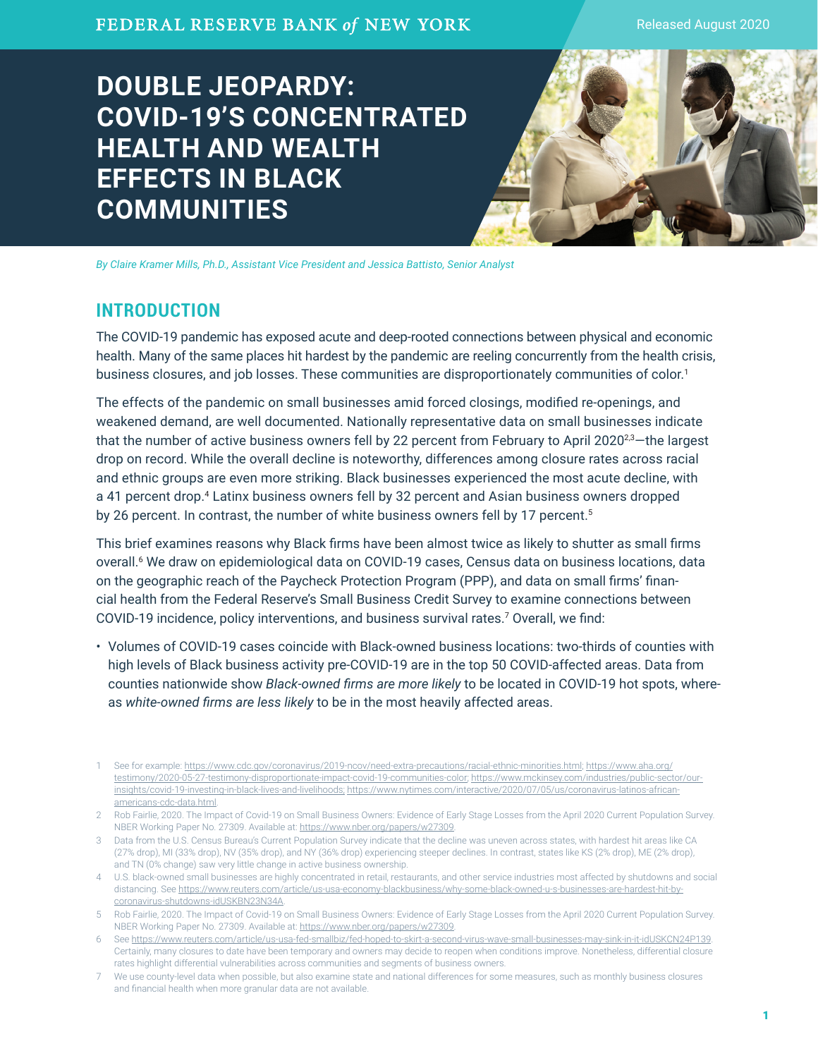FEDERAL RESERVE BANK of NEW YORK

Released August 2020

# DOUBLE JEOPARDY: COVID-19'S CONCENTRATED HEALTH AND WEALTH EFFECTS IN BLACK COMMUNITIES

*By Claire Kramer Mills, Ph.D., Assistant Vice President and Jessica Battisto, Senior Analyst*

## INTRODUCTION

The COVID-19 pandemic has exposed acute and deep-rooted connections between physical and economic health. Many of the same places hit hardest by the pandemic are reeling concurrently from the health crisis, business closures, and job losses. These communities are disproportionately communities of color.[1]

The effects of the pandemic on small businesses amid forced closings, modified re-openings, and weakened demand, are well documented. Nationally representative data on small businesses indicate that the number of active business owners fell by 22 percent from February to April 2020[2,3]—the largest drop on record. While the overall decline is noteworthy, differences among closure rates across racial and ethnic groups are even more striking. Black businesses experienced the most acute decline, with a 41 percent drop.[4] Latinx business owners fell by 32 percent and Asian business owners dropped by 26 percent. In contrast, the number of white business owners fell by 17 percent.[5]

This brief examines reasons why Black firms have been almost twice as likely to shutter as small firms overall.[6] We draw on epidemiological data on COVID-19 cases, Census data on business locations, data on the geographic reach of the Paycheck Protection Program (PPP), and data on small firms' financial health from the Federal Reserve's Small Business Credit Survey to examine connections between COVID-19 incidence, policy interventions, and business survival rates.[7] Overall, we find:

- Volumes of COVID-19 cases coincide with Black-owned business locations: two-thirds of counties with high levels of Black business activity pre-COVID-19 are in the top 50 COVID-affected areas. Data from counties nationwide show *Black-owned firms are more likely* to be located in COVID-19 hot spots, whereas *white-owned firms are less likely* to be in the most heavily affected areas.

---

1 See for example: https://www.cdc.gov/coronavirus/2019-ncov/need-extra-precautions/racial-ethnic-minorities.html; https://www.aha.org/testimony/2020-05-27-testimony-disproportionate-impact-covid-19-communities-color; https://www.mckinsey.com/industries/public-sector/our-insights/covid-19-investing-in-black-lives-and-livelihoods; https://www.nytimes.com/interactive/2020/07/05/us/coronavirus-latinos-african-americans-cdc-data.html.

2 Rob Fairlie, 2020. The Impact of Covid-19 on Small Business Owners: Evidence of Early Stage Losses from the April 2020 Current Population Survey. NBER Working Paper No. 27309. Available at: https://www.nber.org/papers/w27309.

3 Data from the U.S. Census Bureau's Current Population Survey indicate that the decline was uneven across states, with hardest hit areas like CA (27% drop), MI (33% drop), NV (35% drop), and NY (36% drop) experiencing steeper declines. In contrast, states like KS (2% drop), ME (2% drop), and TN (0% change) saw very little change in active business ownership.

4 U.S. black-owned small businesses are highly concentrated in retail, restaurants, and other service industries most affected by shutdowns and social distancing. See https://www.reuters.com/article/us-usa-economy-blackbusiness/why-some-black-owned-u-s-businesses-are-hardest-hit-by-coronavirus-shutdowns-idUSKBN23N34A.

5 Rob Fairlie, 2020. The Impact of Covid-19 on Small Business Owners: Evidence of Early Stage Losses from the April 2020 Current Population Survey. NBER Working Paper No. 27309. Available at: https://www.nber.org/papers/w27309.

6 See https://www.reuters.com/article/us-usa-fed-smallbiz/fed-hoped-to-skirt-a-second-virus-wave-small-businesses-may-sink-in-it-idUSKCN24P139. Certainly, many closures to date have been temporary and owners may decide to reopen when conditions improve. Nonetheless, differential closure rates highlight differential vulnerabilities across communities and segments of business owners.

7 We use county-level data when possible, but also examine state and national differences for some measures, such as monthly business closures and financial health when more granular data are not available.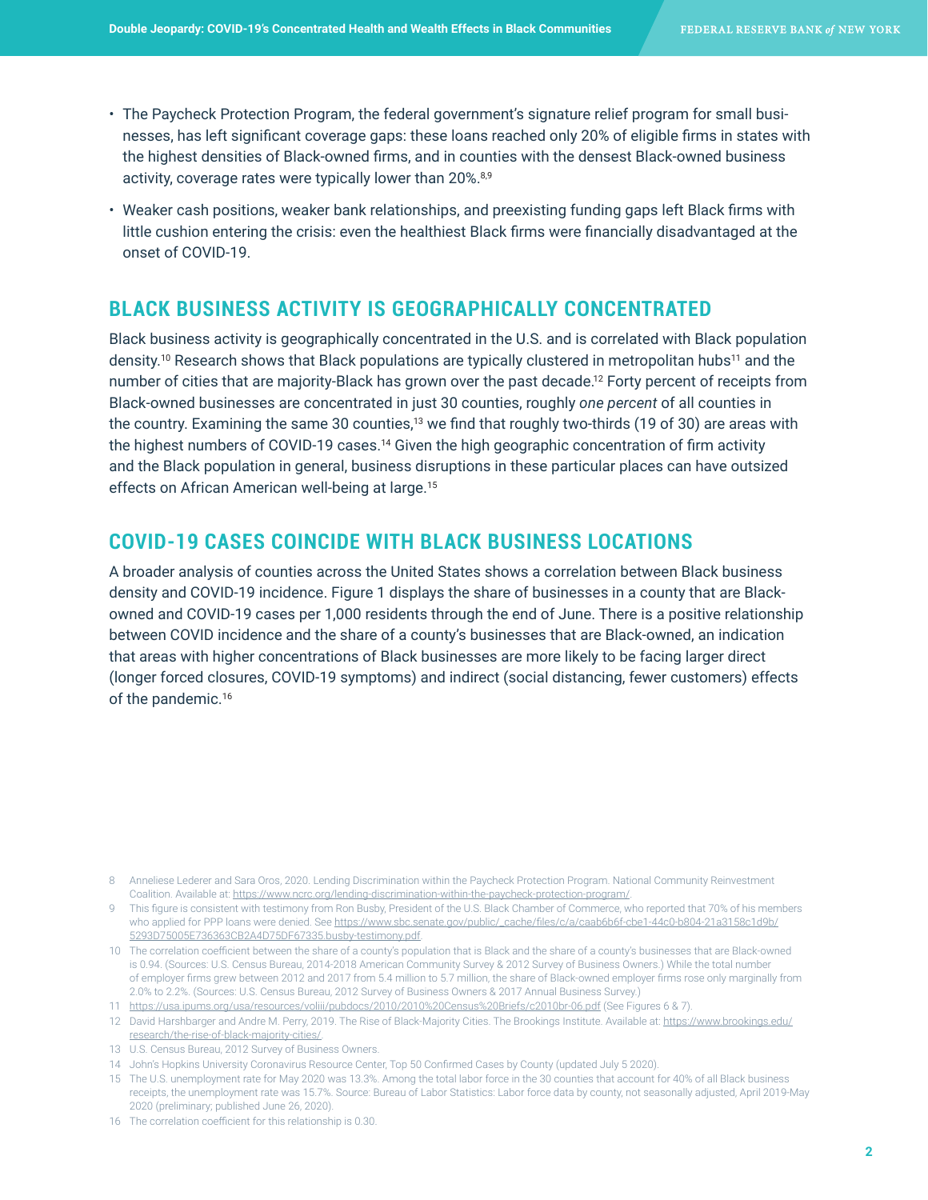- The Paycheck Protection Program, the federal government's signature relief program for small businesses, has left significant coverage gaps: these loans reached only 20% of eligible firms in states with the highest densities of Black-owned firms, and in counties with the densest Black-owned business activity, coverage rates were typically lower than 20%.[8,9]
- Weaker cash positions, weaker bank relationships, and preexisting funding gaps left Black firms with little cushion entering the crisis: even the healthiest Black firms were financially disadvantaged at the onset of COVID-19.

## BLACK BUSINESS ACTIVITY IS GEOGRAPHICALLY CONCENTRATED

Black business activity is geographically concentrated in the U.S. and is correlated with Black population density.[10] Research shows that Black populations are typically clustered in metropolitan hubs[11] and the number of cities that are majority-Black has grown over the past decade.[12] Forty percent of receipts from Black-owned businesses are concentrated in just 30 counties, roughly *one percent* of all counties in the country. Examining the same 30 counties,[13] we find that roughly two-thirds (19 of 30) are areas with the highest numbers of COVID-19 cases.[14] Given the high geographic concentration of firm activity and the Black population in general, business disruptions in these particular places can have outsized effects on African American well-being at large.[15]

## COVID-19 CASES COINCIDE WITH BLACK BUSINESS LOCATIONS

A broader analysis of counties across the United States shows a correlation between Black business density and COVID-19 incidence. Figure 1 displays the share of businesses in a county that are Black-owned and COVID-19 cases per 1,000 residents through the end of June. There is a positive relationship between COVID incidence and the share of a county's businesses that are Black-owned, an indication that areas with higher concentrations of Black businesses are more likely to be facing larger direct (longer forced closures, COVID-19 symptoms) and indirect (social distancing, fewer customers) effects of the pandemic.[16]

---

8 Anneliese Lederer and Sara Oros, 2020. Lending Discrimination within the Paycheck Protection Program. National Community Reinvestment Coalition. Available at: https://www.ncrc.org/lending-discrimination-within-the-paycheck-protection-program/.

9 This figure is consistent with testimony from Ron Busby, President of the U.S. Black Chamber of Commerce, who reported that 70% of his members who applied for PPP loans were denied. See https://www.sbc.senate.gov/public/_cache/files/c/a/caab6b6f-cbe1-44c0-b804-21a3158c1d9b/5293D75005E736363CB2A4D75DF67335.busby-testimony.pdf.

10 The correlation coefficient between the share of a county's population that is Black and the share of a county's businesses that are Black-owned is 0.94. (Sources: U.S. Census Bureau, 2014-2018 American Community Survey & 2012 Survey of Business Owners.) While the total number of employer firms grew between 2012 and 2017 from 5.4 million to 5.7 million, the share of Black-owned employer firms rose only marginally from 2.0% to 2.2%. (Sources: U.S. Census Bureau, 2012 Survey of Business Owners & 2017 Annual Business Survey.)

11 https://usa.ipums.org/usa/resources/voliii/pubdocs/2010/2010%20Census%20Briefs/c2010br-06.pdf (See Figures 6 & 7).

12 David Harshbarger and Andre M. Perry, 2019. The Rise of Black-Majority Cities. The Brookings Institute. Available at: https://www.brookings.edu/research/the-rise-of-black-majority-cities/.

13 U.S. Census Bureau, 2012 Survey of Business Owners.

14 John's Hopkins University Coronavirus Resource Center, Top 50 Confirmed Cases by County (updated July 5 2020).

15 The U.S. unemployment rate for May 2020 was 13.3%. Among the total labor force in the 30 counties that account for 40% of all Black business receipts, the unemployment rate was 15.7%. Source: Bureau of Labor Statistics: Labor force data by county, not seasonally adjusted, April 2019-May 2020 (preliminary; published June 26, 2020).

16 The correlation coefficient for this relationship is 0.30.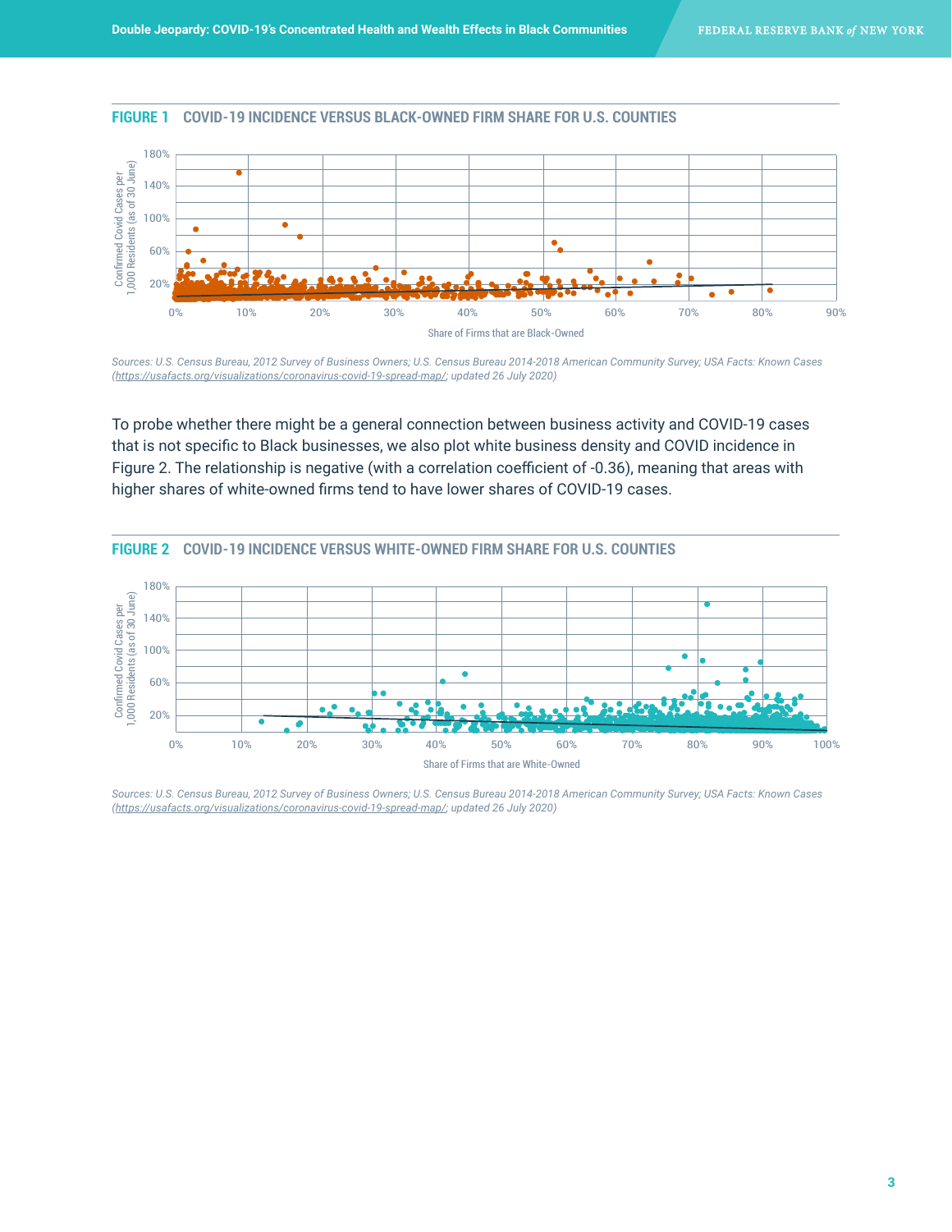**FIGURE 1** COVID-19 INCIDENCE VERSUS BLACK-OWNED FIRM SHARE FOR U.S. COUNTIES

*Sources: U.S. Census Bureau, 2012 Survey of Business Owners; U.S. Census Bureau 2014-2018 American Community Survey; USA Facts: Known Cases (https://usafacts.org/visualizations/coronavirus-covid-19-spread-map/; updated 26 July 2020)*

To probe whether there might be a general connection between business activity and COVID-19 cases that is not specific to Black businesses, we also plot white business density and COVID incidence in Figure 2. The relationship is negative (with a correlation coefficient of -0.36), meaning that areas with higher shares of white-owned firms tend to have lower shares of COVID-19 cases.

**FIGURE 2** COVID-19 INCIDENCE VERSUS WHITE-OWNED FIRM SHARE FOR U.S. COUNTIES

*Sources: U.S. Census Bureau, 2012 Survey of Business Owners; U.S. Census Bureau 2014-2018 American Community Survey; USA Facts: Known Cases (https://usafacts.org/visualizations/coronavirus-covid-19-spread-map/; updated 26 July 2020)*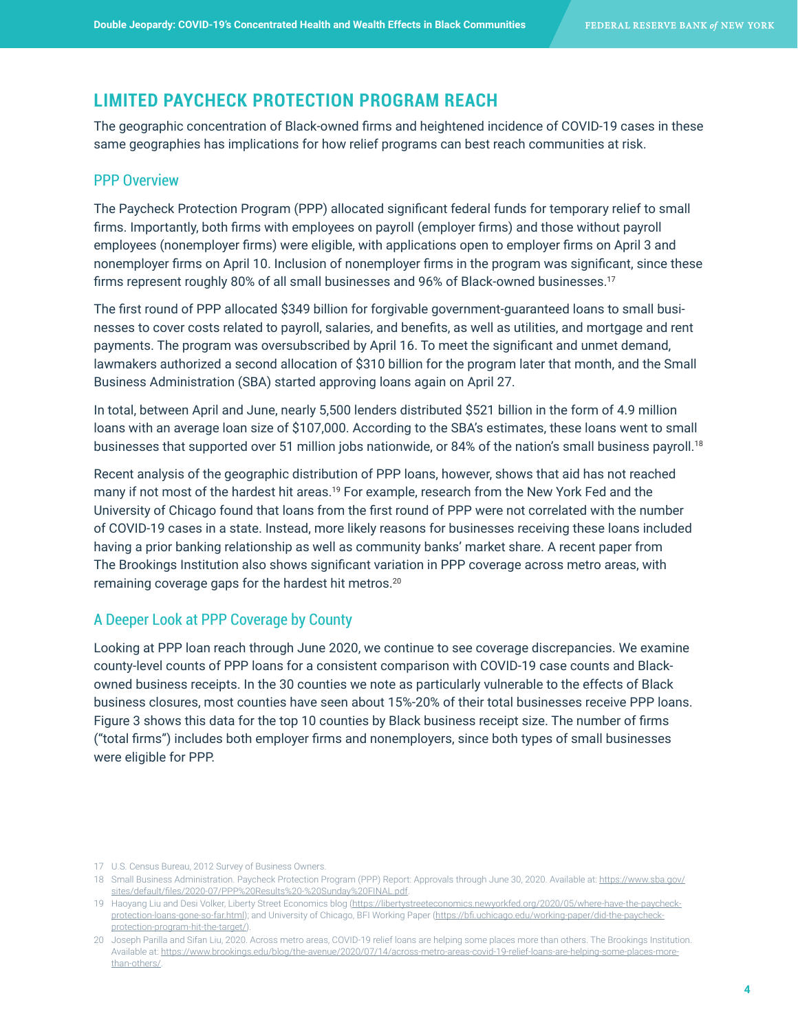## LIMITED PAYCHECK PROTECTION PROGRAM REACH

The geographic concentration of Black-owned firms and heightened incidence of COVID-19 cases in these same geographies has implications for how relief programs can best reach communities at risk.

### PPP Overview

The Paycheck Protection Program (PPP) allocated significant federal funds for temporary relief to small firms. Importantly, both firms with employees on payroll (employer firms) and those without payroll employees (nonemployer firms) were eligible, with applications open to employer firms on April 3 and nonemployer firms on April 10. Inclusion of nonemployer firms in the program was significant, since these firms represent roughly 80% of all small businesses and 96% of Black-owned businesses.[17]

The first round of PPP allocated $349 billion for forgivable government-guaranteed loans to small businesses to cover costs related to payroll, salaries, and benefits, as well as utilities, and mortgage and rent payments. The program was oversubscribed by April 16. To meet the significant and unmet demand, lawmakers authorized a second allocation of $310 billion for the program later that month, and the Small Business Administration (SBA) started approving loans again on April 27.

In total, between April and June, nearly 5,500 lenders distributed $521 billion in the form of 4.9 million loans with an average loan size of $107,000. According to the SBA's estimates, these loans went to small businesses that supported over 51 million jobs nationwide, or 84% of the nation's small business payroll.[18]

Recent analysis of the geographic distribution of PPP loans, however, shows that aid has not reached many if not most of the hardest hit areas.[19] For example, research from the New York Fed and the University of Chicago found that loans from the first round of PPP were not correlated with the number of COVID-19 cases in a state. Instead, more likely reasons for businesses receiving these loans included having a prior banking relationship as well as community banks' market share. A recent paper from The Brookings Institution also shows significant variation in PPP coverage across metro areas, with remaining coverage gaps for the hardest hit metros.[20]

### A Deeper Look at PPP Coverage by County

Looking at PPP loan reach through June 2020, we continue to see coverage discrepancies. We examine county-level counts of PPP loans for a consistent comparison with COVID-19 case counts and Black-owned business receipts. In the 30 counties we note as particularly vulnerable to the effects of Black business closures, most counties have seen about 15%-20% of their total businesses receive PPP loans. Figure 3 shows this data for the top 10 counties by Black business receipt size. The number of firms ("total firms") includes both employer firms and nonemployers, since both types of small businesses were eligible for PPP.

---

17 U.S. Census Bureau, 2012 Survey of Business Owners.

18 Small Business Administration. Paycheck Protection Program (PPP) Report: Approvals through June 30, 2020. Available at: https://www.sba.gov/sites/default/files/2020-07/PPP%20Results%20-%20Sunday%20FINAL.pdf.

19 Haoyang Liu and Desi Volker, Liberty Street Economics blog (https://libertystreeteconomics.newyorkfed.org/2020/05/where-have-the-paycheck-protection-loans-gone-so-far.html); and University of Chicago, BFI Working Paper (https://bfi.uchicago.edu/working-paper/did-the-paycheck-protection-program-hit-the-target/).

20 Joseph Parilla and Sifan Liu, 2020. Across metro areas, COVID-19 relief loans are helping some places more than others. The Brookings Institution. Available at: https://www.brookings.edu/blog/the-avenue/2020/07/14/across-metro-areas-covid-19-relief-loans-are-helping-some-places-more-than-others/.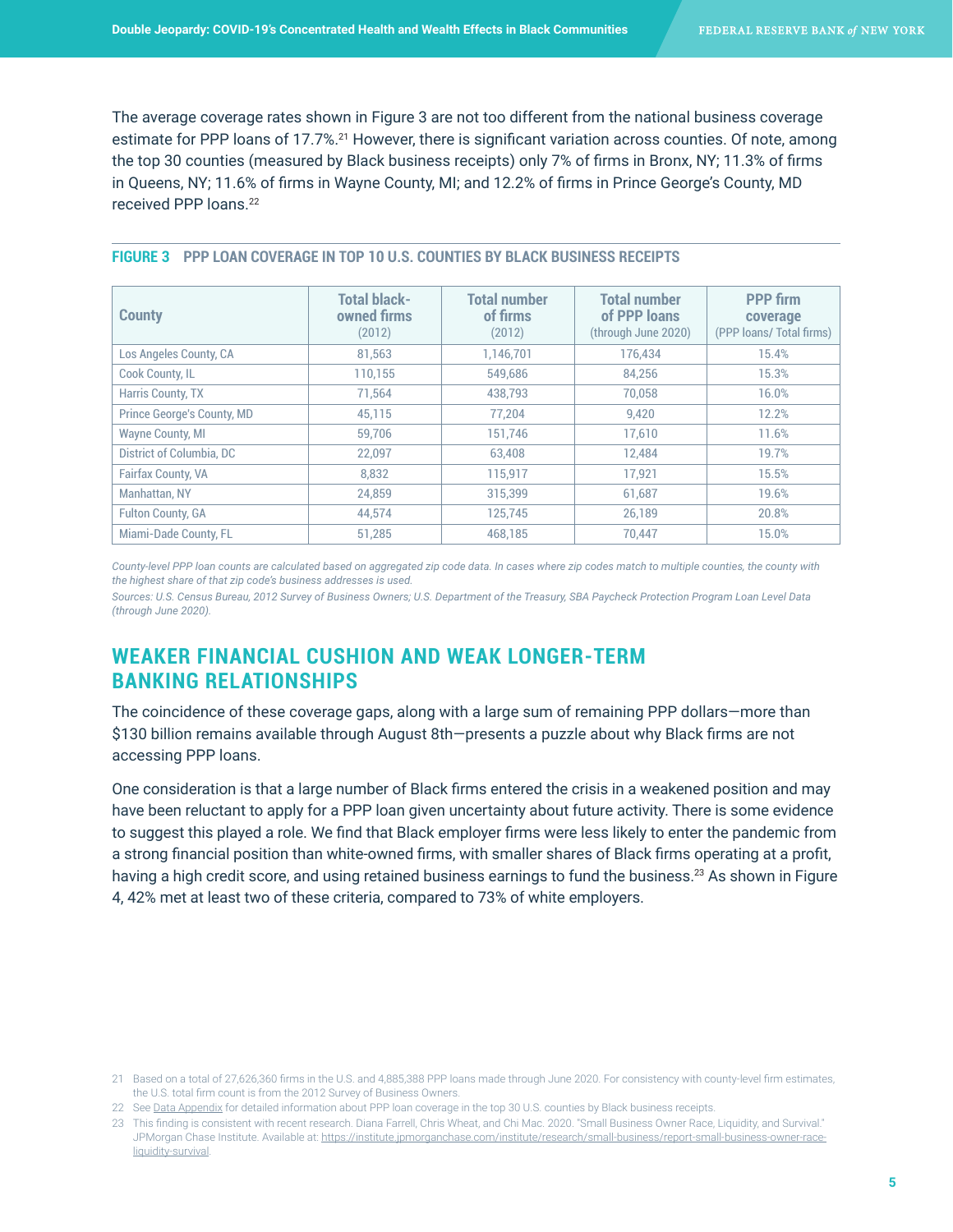The average coverage rates shown in Figure 3 are not too different from the national business coverage estimate for PPP loans of 17.7%.[21] However, there is significant variation across counties. Of note, among the top 30 counties (measured by Black business receipts) only 7% of firms in Bronx, NY; 11.3% of firms in Queens, NY; 11.6% of firms in Wayne County, MI; and 12.2% of firms in Prince George's County, MD received PPP loans.[22]

**FIGURE 3 PPP LOAN COVERAGE IN TOP 10 U.S. COUNTIES BY BLACK BUSINESS RECEIPTS**

| County | Total black-owned firms (2012) | Total number of firms (2012) | Total number of PPP loans (through June 2020) | PPP firm coverage (PPP loans/ Total firms) |
|---|---|---|---|---|
| Los Angeles County, CA | 81,563 | 1,146,701 | 176,434 | 15.4% |
| Cook County, IL | 110,155 | 549,686 | 84,256 | 15.3% |
| Harris County, TX | 71,564 | 438,793 | 70,058 | 16.0% |
| Prince George's County, MD | 45,115 | 77,204 | 9,420 | 12.2% |
| Wayne County, MI | 59,706 | 151,746 | 17,610 | 11.6% |
| District of Columbia, DC | 22,097 | 63,408 | 12,484 | 19.7% |
| Fairfax County, VA | 8,832 | 115,917 | 17,921 | 15.5% |
| Manhattan, NY | 24,859 | 315,399 | 61,687 | 19.6% |
| Fulton County, GA | 44,574 | 125,745 | 26,189 | 20.8% |
| Miami-Dade County, FL | 51,285 | 468,185 | 70,447 | 15.0% |

*County-level PPP loan counts are calculated based on aggregated zip code data. In cases where zip codes match to multiple counties, the county with the highest share of that zip code's business addresses is used.*

*Sources: U.S. Census Bureau, 2012 Survey of Business Owners; U.S. Department of the Treasury, SBA Paycheck Protection Program Loan Level Data (through June 2020).*

## WEAKER FINANCIAL CUSHION AND WEAK LONGER-TERM BANKING RELATIONSHIPS

The coincidence of these coverage gaps, along with a large sum of remaining PPP dollars—more than $130 billion remains available through August 8th—presents a puzzle about why Black firms are not accessing PPP loans.

One consideration is that a large number of Black firms entered the crisis in a weakened position and may have been reluctant to apply for a PPP loan given uncertainty about future activity. There is some evidence to suggest this played a role. We find that Black employer firms were less likely to enter the pandemic from a strong financial position than white-owned firms, with smaller shares of Black firms operating at a profit, having a high credit score, and using retained business earnings to fund the business.[23] As shown in Figure 4, 42% met at least two of these criteria, compared to 73% of white employers.

---

21 Based on a total of 27,626,360 firms in the U.S. and 4,885,388 PPP loans made through June 2020. For consistency with county-level firm estimates, the U.S. total firm count is from the 2012 Survey of Business Owners.

22 See Data Appendix for detailed information about PPP loan coverage in the top 30 U.S. counties by Black business receipts.

23 This finding is consistent with recent research. Diana Farrell, Chris Wheat, and Chi Mac. 2020. "Small Business Owner Race, Liquidity, and Survival." JPMorgan Chase Institute. Available at: https://institute.jpmorganchase.com/institute/research/small-business/report-small-business-owner-race-liquidity-survival.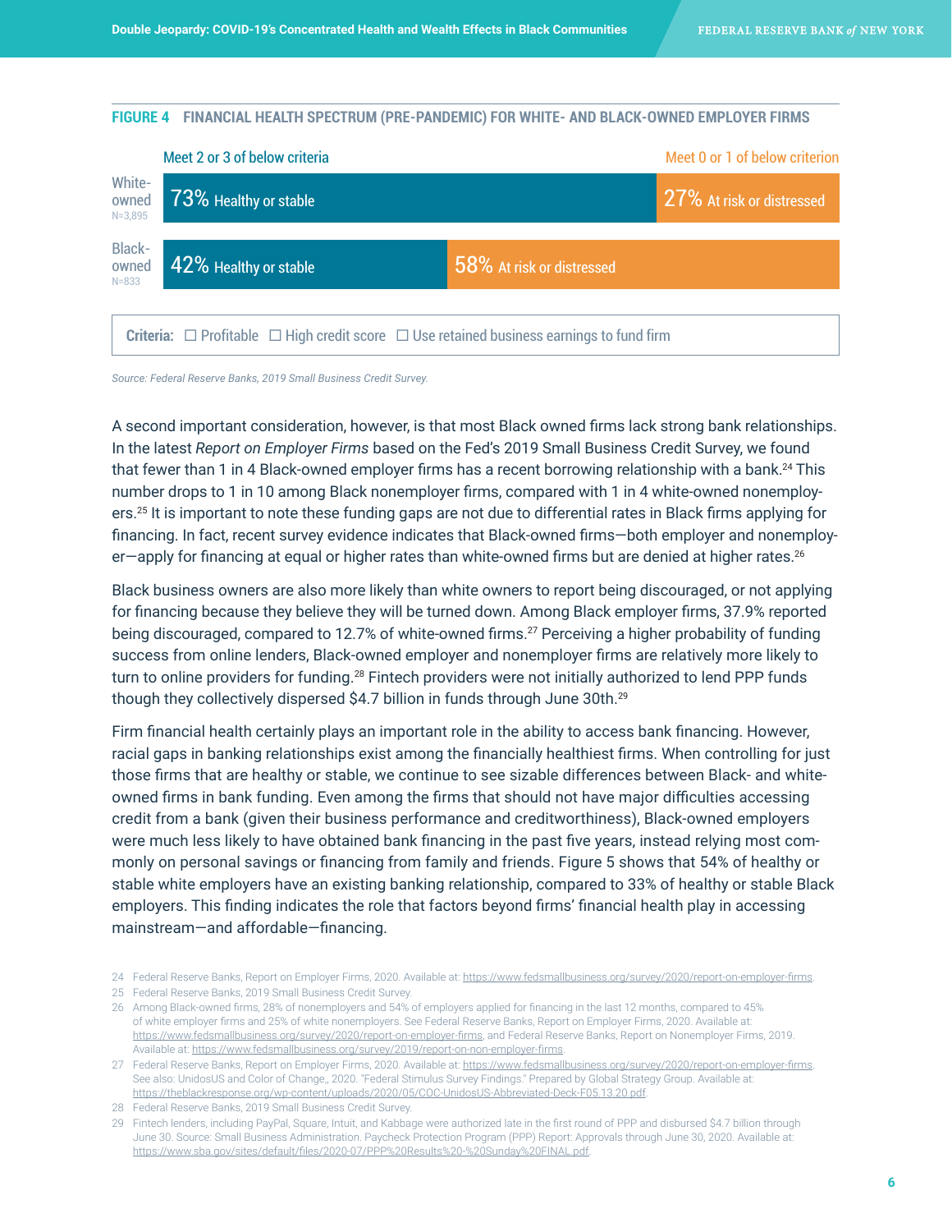**FIGURE 4 FINANCIAL HEALTH SPECTRUM (PRE-PANDEMIC) FOR WHITE- AND BLACK-OWNED EMPLOYER FIRMS**

| | Meet 2 or 3 of below criteria | Meet 0 or 1 of below criterion |
|---|---|---|
| White-owned N=3,895 | 73% Healthy or stable | 27% At risk or distressed |
| Black-owned N=833 | 42% Healthy or stable | 58% At risk or distressed |

**Criteria:** ☐ Profitable ☐ High credit score ☐ Use retained business earnings to fund firm

*Source: Federal Reserve Banks, 2019 Small Business Credit Survey.*

A second important consideration, however, is that most Black owned firms lack strong bank relationships. In the latest *Report on Employer Firms* based on the Fed's 2019 Small Business Credit Survey, we found that fewer than 1 in 4 Black-owned employer firms has a recent borrowing relationship with a bank.[24] This number drops to 1 in 10 among Black nonemployer firms, compared with 1 in 4 white-owned nonemployers.[25] It is important to note these funding gaps are not due to differential rates in Black firms applying for financing. In fact, recent survey evidence indicates that Black-owned firms—both employer and nonemployer—apply for financing at equal or higher rates than white-owned firms but are denied at higher rates.[26]

Black business owners are also more likely than white owners to report being discouraged, or not applying for financing because they believe they will be turned down. Among Black employer firms, 37.9% reported being discouraged, compared to 12.7% of white-owned firms.[27] Perceiving a higher probability of funding success from online lenders, Black-owned employer and nonemployer firms are relatively more likely to turn to online providers for funding.[28] Fintech providers were not initially authorized to lend PPP funds though they collectively dispersed $4.7 billion in funds through June 30th.[29]

Firm financial health certainly plays an important role in the ability to access bank financing. However, racial gaps in banking relationships exist among the financially healthiest firms. When controlling for just those firms that are healthy or stable, we continue to see sizable differences between Black- and white-owned firms in bank funding. Even among the firms that should not have major difficulties accessing credit from a bank (given their business performance and creditworthiness), Black-owned employers were much less likely to have obtained bank financing in the past five years, instead relying most commonly on personal savings or financing from family and friends. Figure 5 shows that 54% of healthy or stable white employers have an existing banking relationship, compared to 33% of healthy or stable Black employers. This finding indicates the role that factors beyond firms' financial health play in accessing mainstream—and affordable—financing.

24 Federal Reserve Banks, Report on Employer Firms, 2020. Available at: https://www.fedsmallbusiness.org/survey/2020/report-on-employer-firms.

25 Federal Reserve Banks, 2019 Small Business Credit Survey.

26 Among Black-owned firms, 28% of nonemployers and 54% of employers applied for financing in the last 12 months, compared to 45% of white employer firms and 25% of white nonemployers. See Federal Reserve Banks, Report on Employer Firms, 2020. Available at: https://www.fedsmallbusiness.org/survey/2020/report-on-employer-firms, and Federal Reserve Banks, Report on Nonemployer Firms, 2019. Available at: https://www.fedsmallbusiness.org/survey/2019/report-on-non-employer-firms.

27 Federal Reserve Banks, Report on Employer Firms, 2020. Available at: https://www.fedsmallbusiness.org/survey/2020/report-on-employer-firms. See also: UnidosUS and Color of Change,, 2020. "Federal Stimulus Survey Findings." Prepared by Global Strategy Group. Available at: https://theblackresponse.org/wp-content/uploads/2020/05/COC-UnidosUS-Abbreviated-Deck-F05.13.20.pdf.

28 Federal Reserve Banks, 2019 Small Business Credit Survey.

29 Fintech lenders, including PayPal, Square, Intuit, and Kabbage were authorized late in the first round of PPP and disbursed $4.7 billion through June 30. Source: Small Business Administration. Paycheck Protection Program (PPP) Report: Approvals through June 30, 2020. Available at: https://www.sba.gov/sites/default/files/2020-07/PPP%20Results%20-%20Sunday%20FINAL.pdf.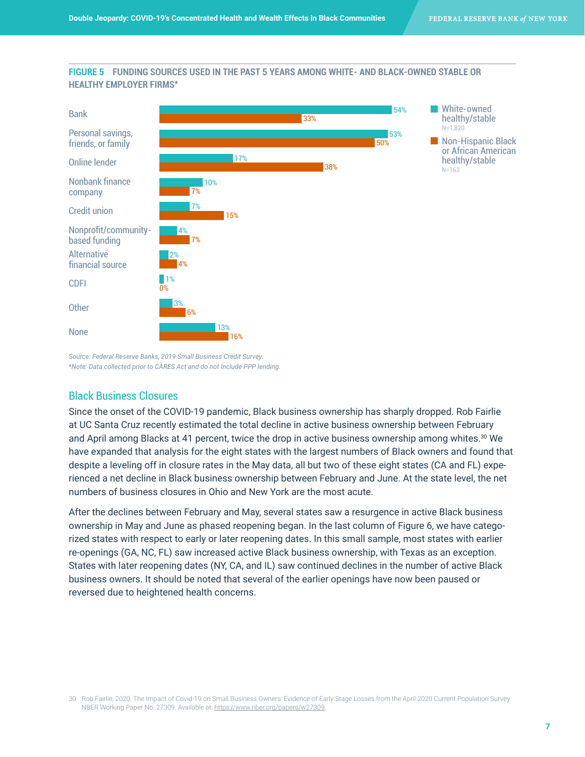**FIGURE 5 FUNDING SOURCES USED IN THE PAST 5 YEARS AMONG WHITE- AND BLACK-OWNED STABLE OR HEALTHY EMPLOYER FIRMS***

| Funding source | White-owned healthy/stable (N=1,820) | Non-Hispanic Black or African American healthy/stable (N=163) |
| --- | --- | --- |
| Bank | 54% | 33% |
| Personal savings, friends, or family | 53% | 50% |
| Online lender | 17% | 38% |
| Nonbank finance company | 10% | 7% |
| Credit union | 7% | 15% |
| Nonprofit/community-based funding | 4% | 7% |
| Alternative financial source | 2% | 4% |
| CDFI | 1% | 0% |
| Other | 3% | 6% |
| None | 13% | 16% |

*Source: Federal Reserve Banks, 2019 Small Business Credit Survey.*
**Note: Data collected prior to CARES Act and do not Include PPP lending.*

## Black Business Closures

Since the onset of the COVID-19 pandemic, Black business ownership has sharply dropped. Rob Fairlie at UC Santa Cruz recently estimated the total decline in active business ownership between February and April among Blacks at 41 percent, twice the drop in active business ownership among whites.[30] We have expanded that analysis for the eight states with the largest numbers of Black owners and found that despite a leveling off in closure rates in the May data, all but two of these eight states (CA and FL) experienced a net decline in Black business ownership between February and June. At the state level, the net numbers of business closures in Ohio and New York are the most acute.

After the declines between February and May, several states saw a resurgence in active Black business ownership in May and June as phased reopening began. In the last column of Figure 6, we have categorized states with respect to early or later reopening dates. In this small sample, most states with earlier re-openings (GA, NC, FL) saw increased active Black business ownership, with Texas as an exception. States with later reopening dates (NY, CA, and IL) saw continued declines in the number of active Black business owners. It should be noted that several of the earlier openings have now been paused or reversed due to heightened health concerns.

30 Rob Fairlie, 2020. The Impact of Covid-19 on Small Business Owners: Evidence of Early Stage Losses from the April 2020 Current Population Survey. NBER Working Paper No. 27309. Available at: https://www.nber.org/papers/w27309.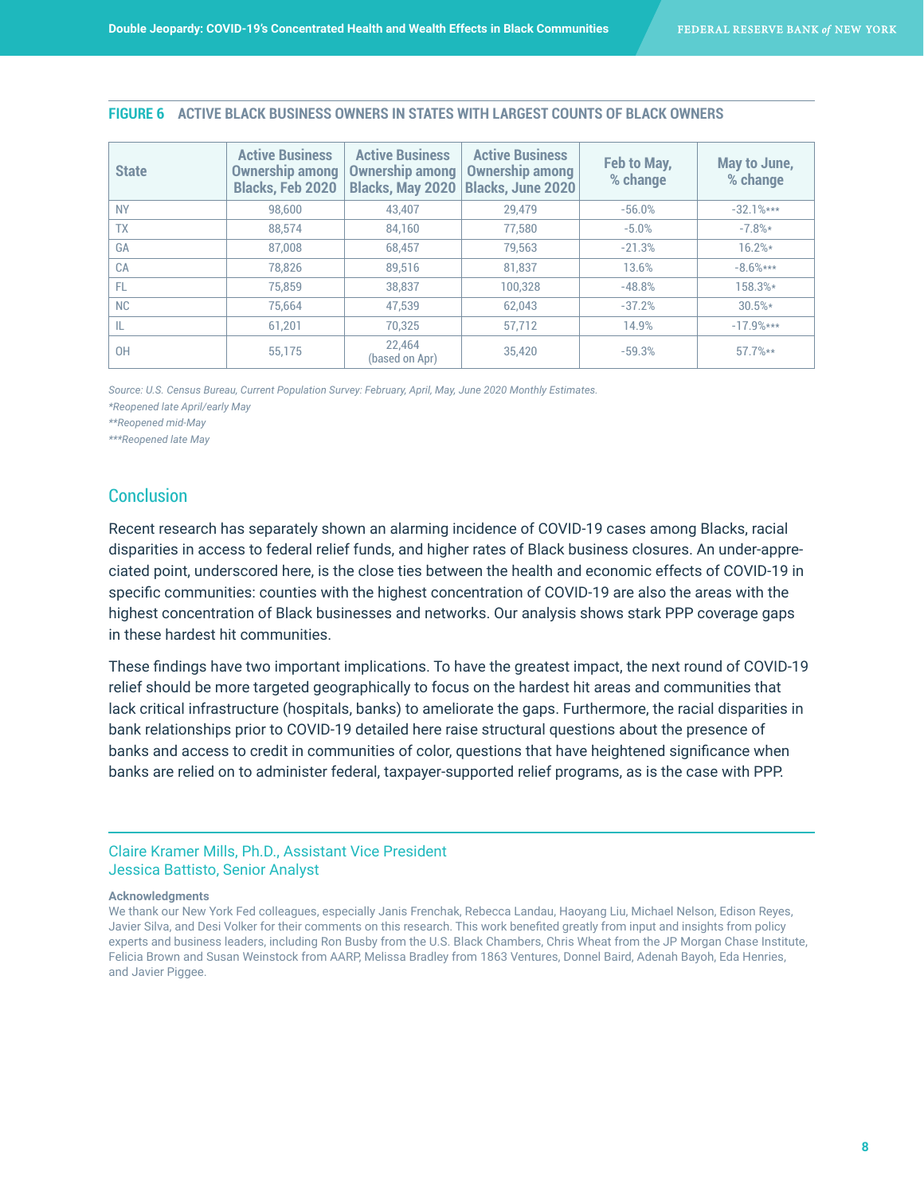**FIGURE 6 ACTIVE BLACK BUSINESS OWNERS IN STATES WITH LARGEST COUNTS OF BLACK OWNERS**

| State | Active Business Ownership among Blacks, Feb 2020 | Active Business Ownership among Blacks, May 2020 | Active Business Ownership among Blacks, June 2020 | Feb to May, % change | May to June, % change |
|---|---|---|---|---|---|
| NY | 98,600 | 43,407 | 29,479 | -56.0% | -32.1%*** |
| TX | 88,574 | 84,160 | 77,580 | -5.0% | -7.8%* |
| GA | 87,008 | 68,457 | 79,563 | -21.3% | 16.2%* |
| CA | 78,826 | 89,516 | 81,837 | 13.6% | -8.6%*** |
| FL | 75,859 | 38,837 | 100,328 | -48.8% | 158.3%* |
| NC | 75,664 | 47,539 | 62,043 | -37.2% | 30.5%* |
| IL | 61,201 | 70,325 | 57,712 | 14.9% | -17.9%*** |
| OH | 55,175 | 22,464 (based on Apr) | 35,420 | -59.3% | 57.7%** |

*Source: U.S. Census Bureau, Current Population Survey: February, April, May, June 2020 Monthly Estimates.*

*\*Reopened late April/early May*

*\*\*Reopened mid-May*

*\*\*\*Reopened late May*

## Conclusion

Recent research has separately shown an alarming incidence of COVID-19 cases among Blacks, racial disparities in access to federal relief funds, and higher rates of Black business closures. An under-appreciated point, underscored here, is the close ties between the health and economic effects of COVID-19 in specific communities: counties with the highest concentration of COVID-19 are also the areas with the highest concentration of Black businesses and networks. Our analysis shows stark PPP coverage gaps in these hardest hit communities.

These findings have two important implications. To have the greatest impact, the next round of COVID-19 relief should be more targeted geographically to focus on the hardest hit areas and communities that lack critical infrastructure (hospitals, banks) to ameliorate the gaps. Furthermore, the racial disparities in bank relationships prior to COVID-19 detailed here raise structural questions about the presence of banks and access to credit in communities of color, questions that have heightened significance when banks are relied on to administer federal, taxpayer-supported relief programs, as is the case with PPP.

Claire Kramer Mills, Ph.D., Assistant Vice President
Jessica Battisto, Senior Analyst

**Acknowledgments**

We thank our New York Fed colleagues, especially Janis Frenchak, Rebecca Landau, Haoyang Liu, Michael Nelson, Edison Reyes, Javier Silva, and Desi Volker for their comments on this research. This work benefited greatly from input and insights from policy experts and business leaders, including Ron Busby from the U.S. Black Chambers, Chris Wheat from the JP Morgan Chase Institute, Felicia Brown and Susan Weinstock from AARP, Melissa Bradley from 1863 Ventures, Donnel Baird, Adenah Bayoh, Eda Henries, and Javier Piggee.